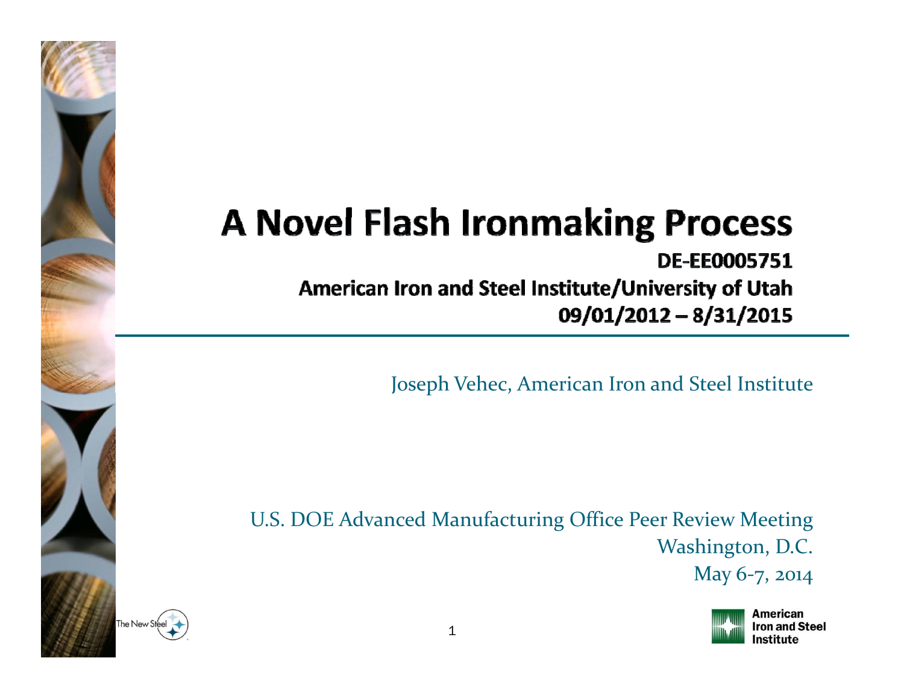# A Novel Flash Ironmaking Process

**DE-EE0005751**

**American Iron and Steel Institute/University of Utah**

**09/01/2012 – 8/31/2015**

Joseph Vehec, American Iron and Steel Institute

U.S. DOE Advanced Manufacturing Office Peer Review Meeting
Washington, D.C.
May 6-7, 2014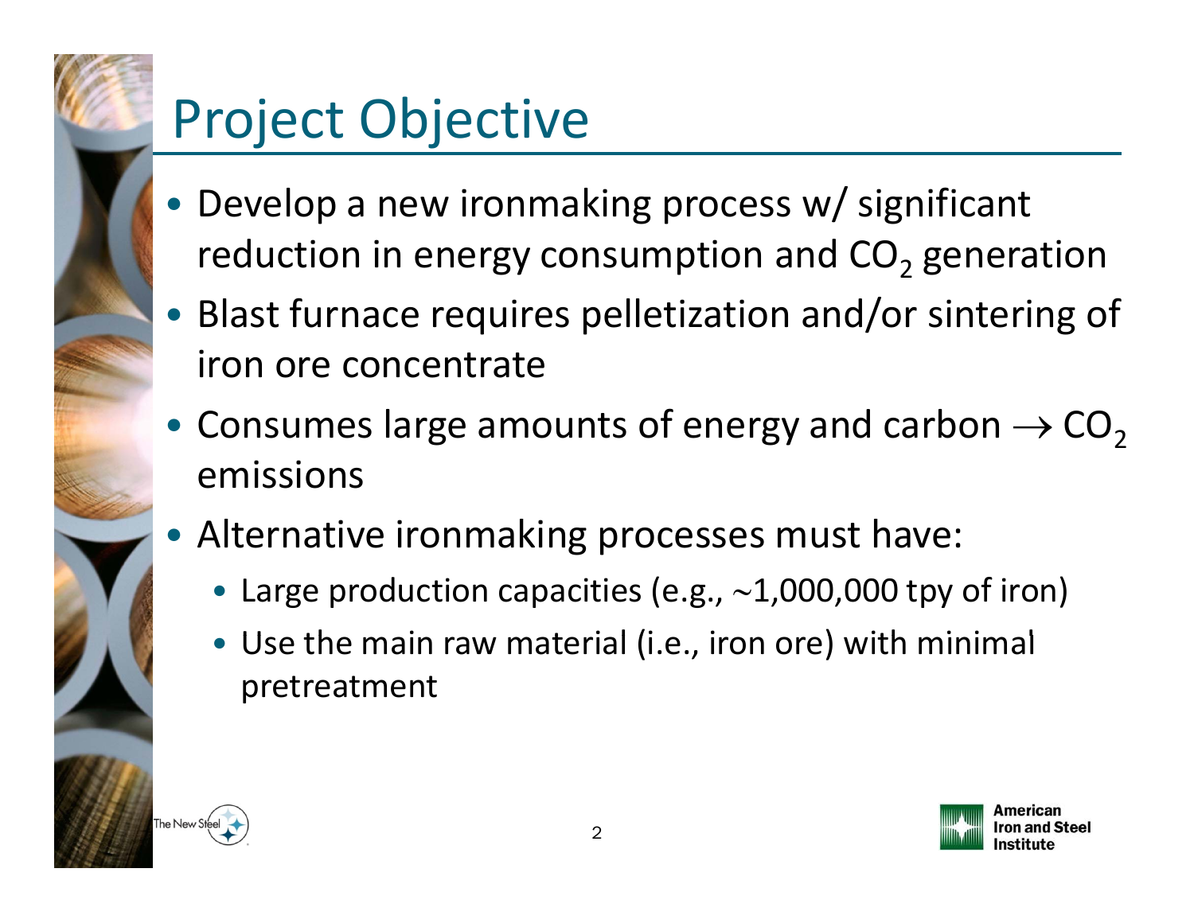# Project Objective

- Develop a new ironmaking process w/ significant reduction in energy consumption and $CO_2$ generation
- Blast furnace requires pelletization and/or sintering of iron ore concentrate
- Consumes large amounts of energy and carbon $\rightarrow$ $CO_2$ emissions
- Alternative ironmaking processes must have:
  - Large production capacities (e.g., $\sim$1,000,000 tpy of iron)
  - Use the main raw material (i.e., iron ore) with minimal pretreatment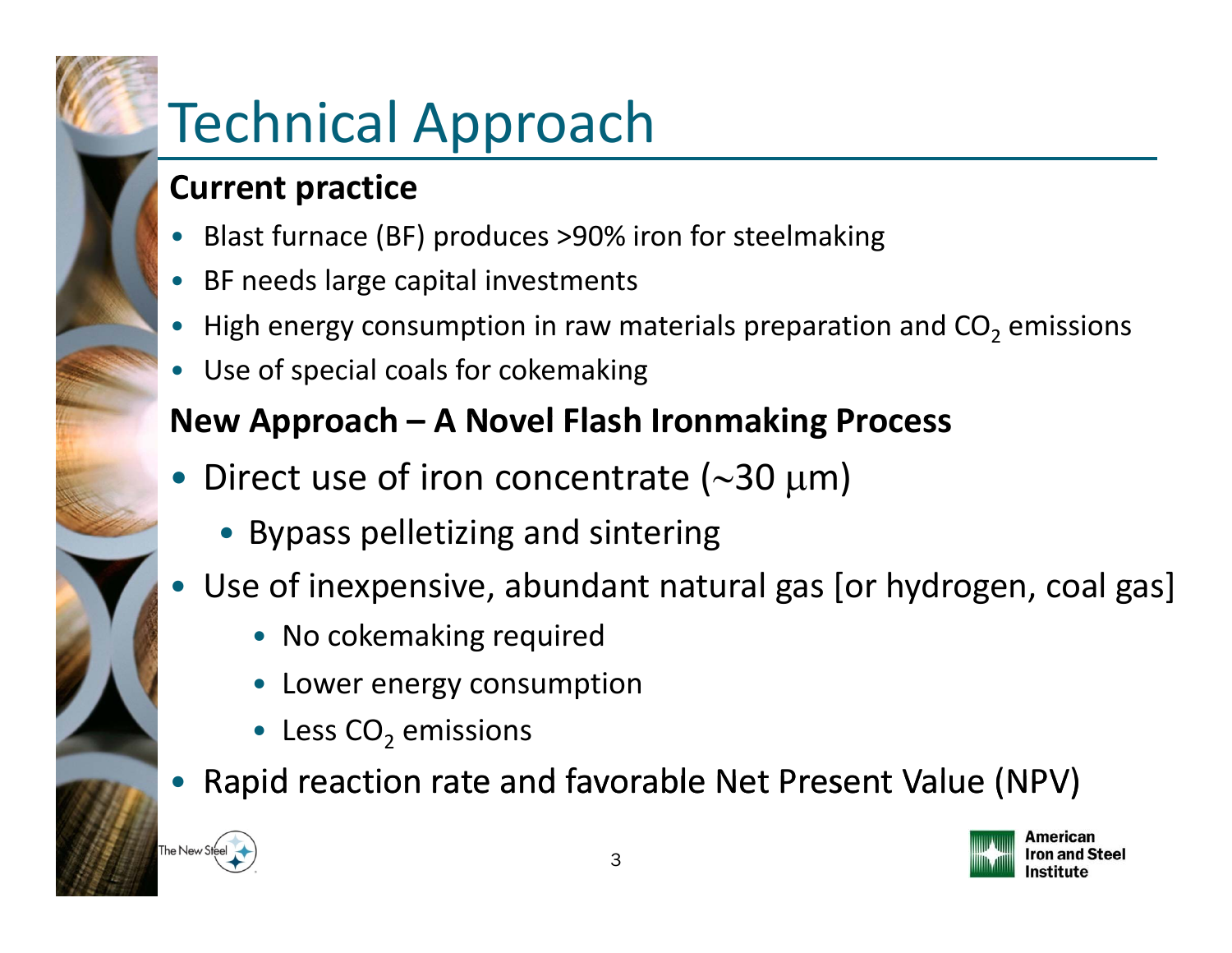# Technical Approach

**Current practice**

- Blast furnace (BF) produces >90% iron for steelmaking
- BF needs large capital investments
- High energy consumption in raw materials preparation and $CO_2$ emissions
- Use of special coals for cokemaking

**New Approach – A Novel Flash Ironmaking Process**

- Direct use of iron concentrate ($\sim$30 $\mu$m)
  - Bypass pelletizing and sintering
- Use of inexpensive, abundant natural gas [or hydrogen, coal gas]
  - No cokemaking required
  - Lower energy consumption
  - Less $CO_2$ emissions
- Rapid reaction rate and favorable Net Present Value (NPV)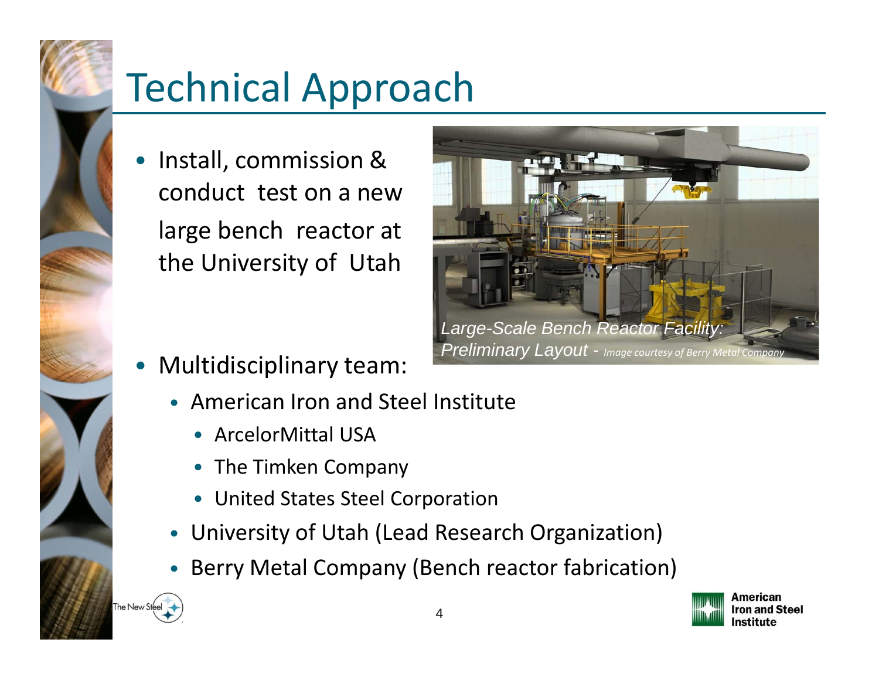# Technical Approach

- Install, commission & conduct test on a new large bench reactor at the University of Utah

*Large-Scale Bench Reactor Facility: Preliminary Layout - Image courtesy of Berry Metal Company*

- Multidisciplinary team:
  - American Iron and Steel Institute
    - ArcelorMittal USA
    - The Timken Company
    - United States Steel Corporation
  - University of Utah (Lead Research Organization)
  - Berry Metal Company (Bench reactor fabrication)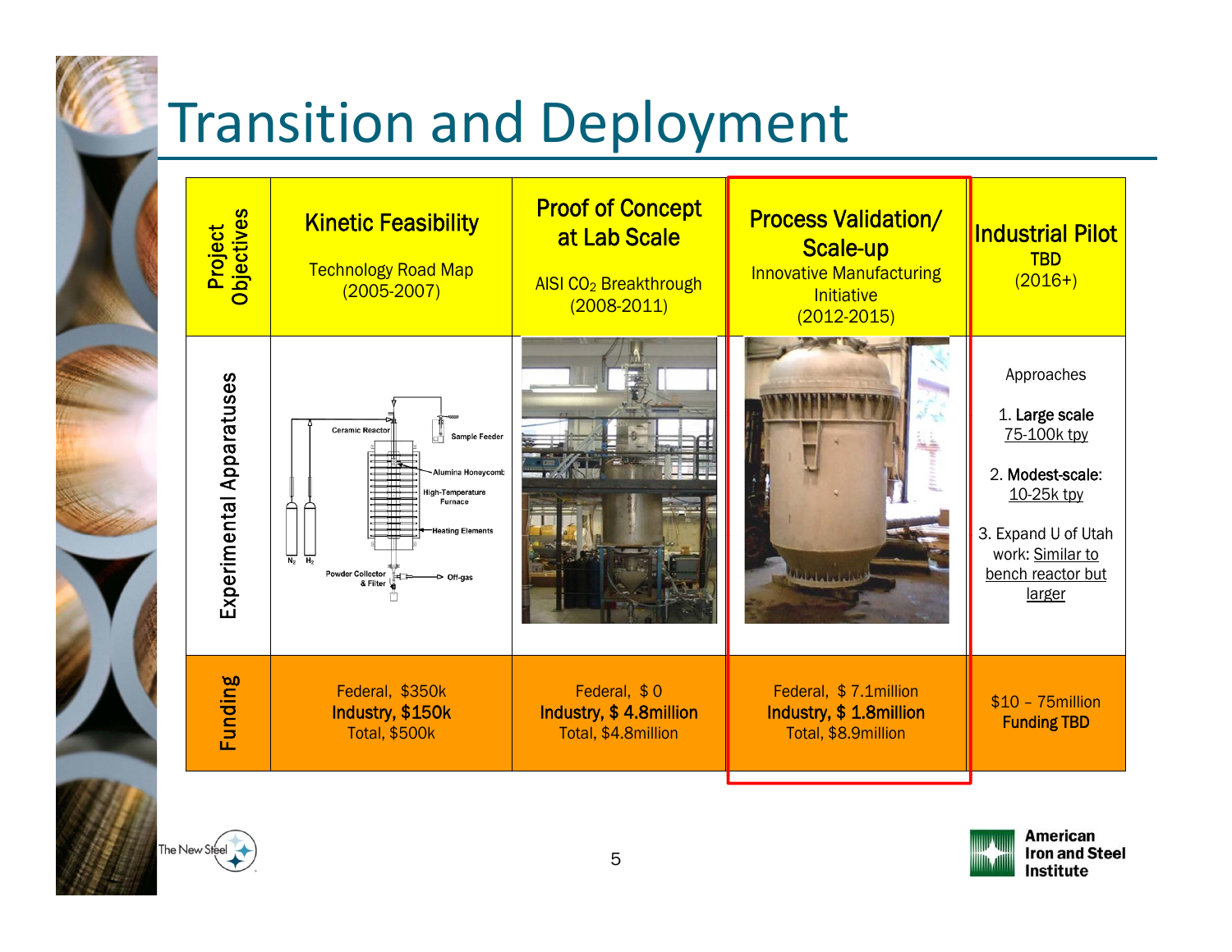# Transition and Deployment

| Project Objectives | Kinetic Feasibility<br>Technology Road Map<br>(2005-2007) | Proof of Concept at Lab Scale<br>AISI $CO_2$ Breakthrough<br>(2008-2011) | Process Validation/ Scale-up<br>Innovative Manufacturing Initiative<br>(2012-2015) | Industrial Pilot<br>TBD<br>(2016+) |
| --- | --- | --- | --- | --- |
| Experimental Apparatuses | Ceramic Reactor; Sample Feeder; Alumina Honeycomb; High-Temperature Furnace; Heating Elements; $N_2$; $H_2$; Powder Collector & Filter; Off-gas | | | Approaches<br>1. **Large scale** 75-100k tpy<br>2. **Modest-scale:** 10-25k tpy<br>3. Expand U of Utah work: Similar to bench reactor but larger |
| Funding | Federal, $350k<br>**Industry, $150k**<br>Total, $500k | Federal, $ 0<br>**Industry, $ 4.8million**<br>Total, $4.8million | Federal, $ 7.1million<br>**Industry, $ 1.8million**<br>Total, $8.9million | $10 – 75million<br>**Funding TBD** |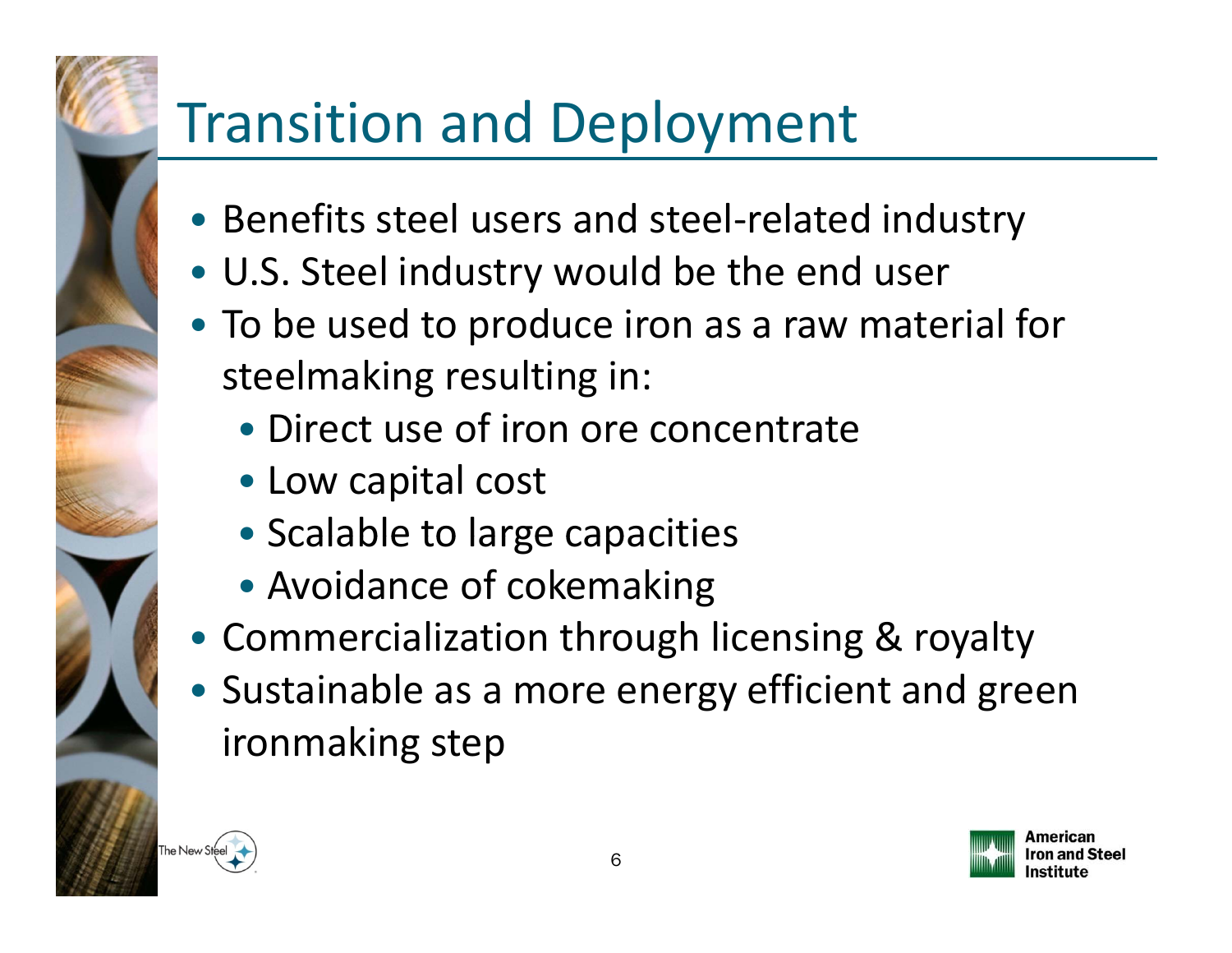# Transition and Deployment

- Benefits steel users and steel-related industry
- U.S. Steel industry would be the end user
- To be used to produce iron as a raw material for steelmaking resulting in:
  - Direct use of iron ore concentrate
  - Low capital cost
  - Scalable to large capacities
  - Avoidance of cokemaking
- Commercialization through licensing & royalty
- Sustainable as a more energy efficient and green ironmaking step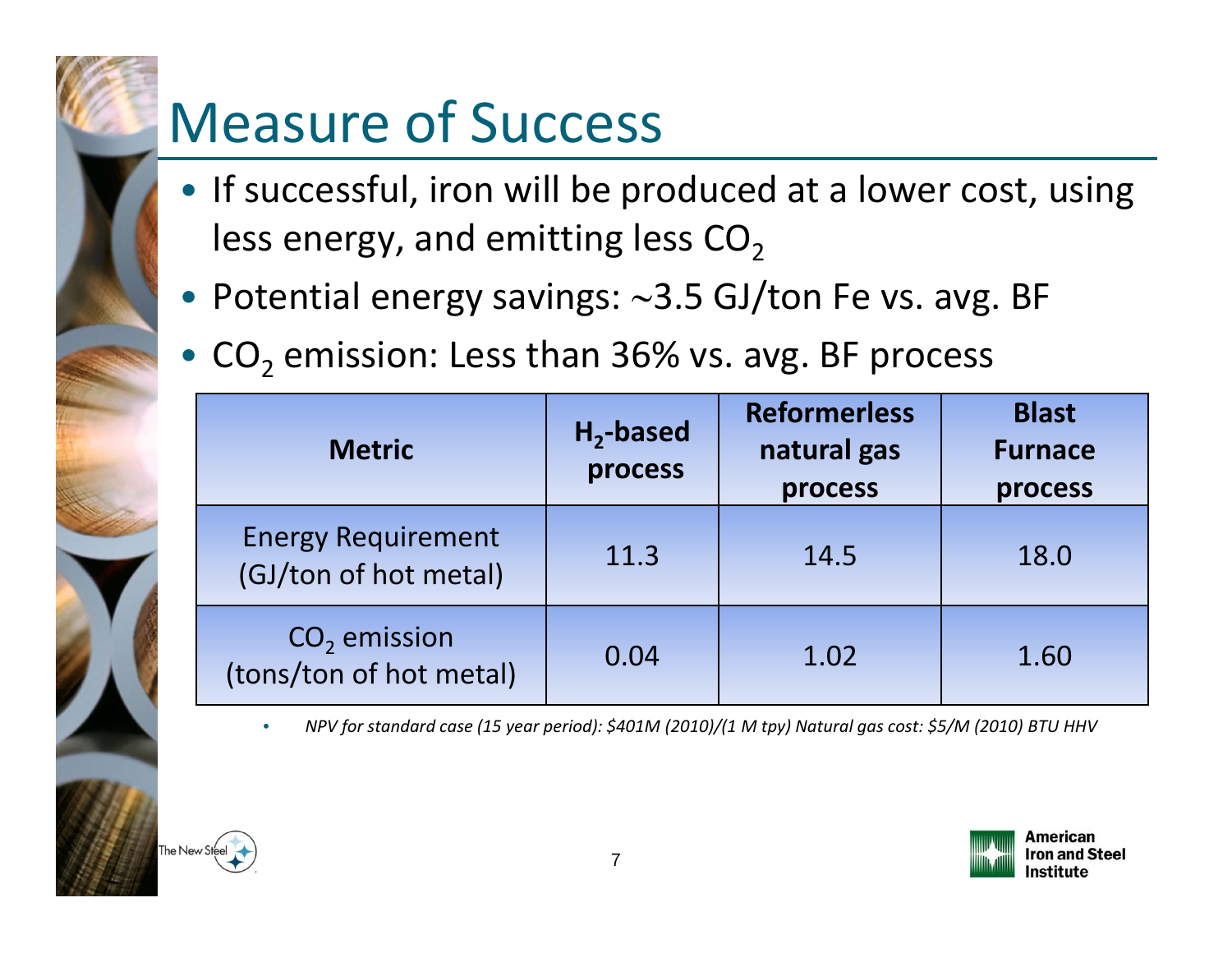# Measure of Success

- If successful, iron will be produced at a lower cost, using less energy, and emitting less $CO_2$
- Potential energy savings: ~3.5 GJ/ton Fe vs. avg. BF
- $CO_2$ emission: Less than 36% vs. avg. BF process

| Metric | $H_2$-based process | Reformerless natural gas process | Blast Furnace process |
|---|---|---|---|
| Energy Requirement (GJ/ton of hot metal) | 11.3 | 14.5 | 18.0 |
| $CO_2$ emission (tons/ton of hot metal) | 0.04 | 1.02 | 1.60 |

- *NPV for standard case (15 year period): $401M (2010)/(1 M tpy) Natural gas cost: $5/M (2010) BTU HHV*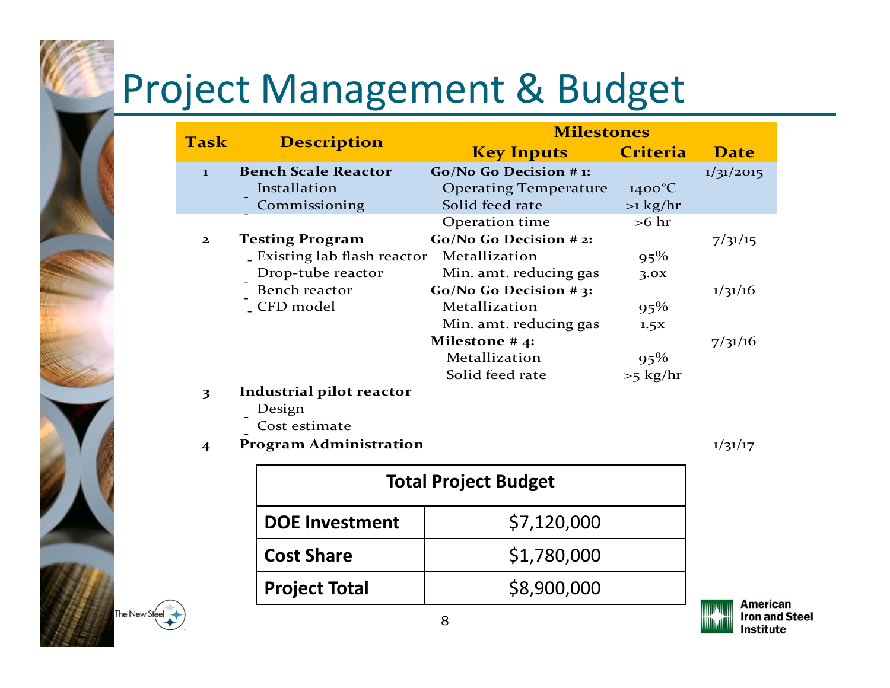# Project Management & Budget

| Task | Description | Milestones – Key Inputs | Milestones – Criteria | Milestones – Date |
|---|---|---|---|---|
| 1 | **Bench Scale Reactor** | **Go/No Go Decision # 1:** | | 1/31/2015 |
| | - Installation | Operating Temperature | 1400°C | |
| | - Commissioning | Solid feed rate | >1 kg/hr | |
| | | Operation time | >6 hr | |
| 2 | **Testing Program** | **Go/No Go Decision # 2:** | | 7/31/15 |
| | - Existing lab flash reactor | Metallization | 95% | |
| | - Drop-tube reactor | Min. amt. reducing gas | 3.0x | |
| | - Bench reactor | **Go/No Go Decision # 3:** | | 1/31/16 |
| | - CFD model | Metallization | 95% | |
| | | Min. amt. reducing gas | 1.5x | |
| | | **Milestone # 4:** | | 7/31/16 |
| | | Metallization | 95% | |
| | | Solid feed rate | >5 kg/hr | |
| 3 | **Industrial pilot reactor** | | | |
| | - Design | | | |
| | - Cost estimate | | | |
| 4 | **Program Administration** | | | 1/31/17 |

| **Total Project Budget** | |
|---|---|
| **DOE Investment** | $7,120,000 |
| **Cost Share** | $1,780,000 |
| **Project Total** | $8,900,000 |

The New Steel

American Iron and Steel Institute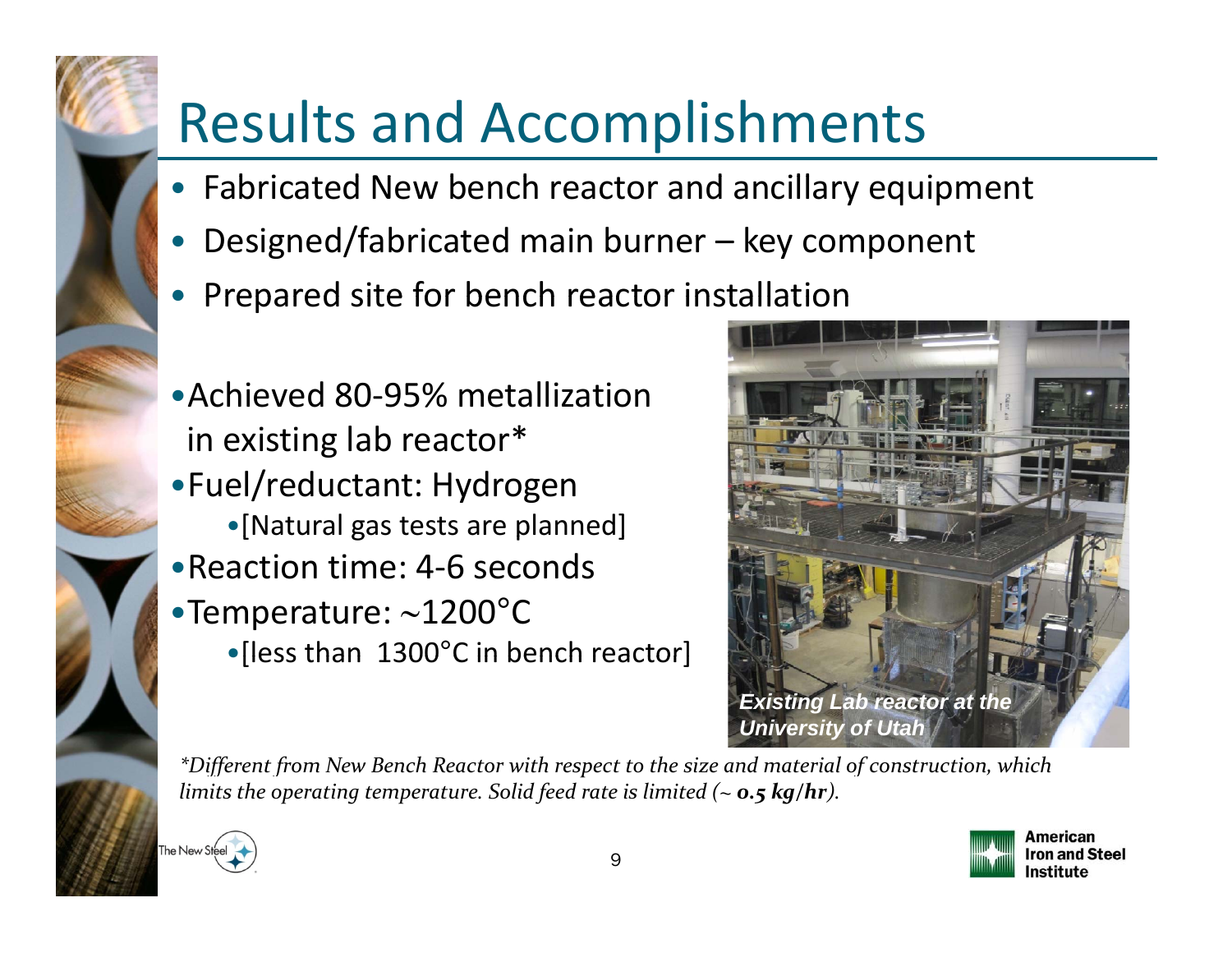# Results and Accomplishments

- Fabricated New bench reactor and ancillary equipment
- Designed/fabricated main burner – key component
- Prepared site for bench reactor installation

- Achieved 80-95% metallization in existing lab reactor*
- Fuel/reductant: Hydrogen
  - [Natural gas tests are planned]
- Reaction time: 4-6 seconds
- Temperature: ~1200°C
  - [less than 1300°C in bench reactor]

***Existing Lab reactor at the University of Utah***

*\*Different from New Bench Reactor with respect to the size and material of construction, which limits the operating temperature. Solid feed rate is limited (~ **0.5 kg/hr**).*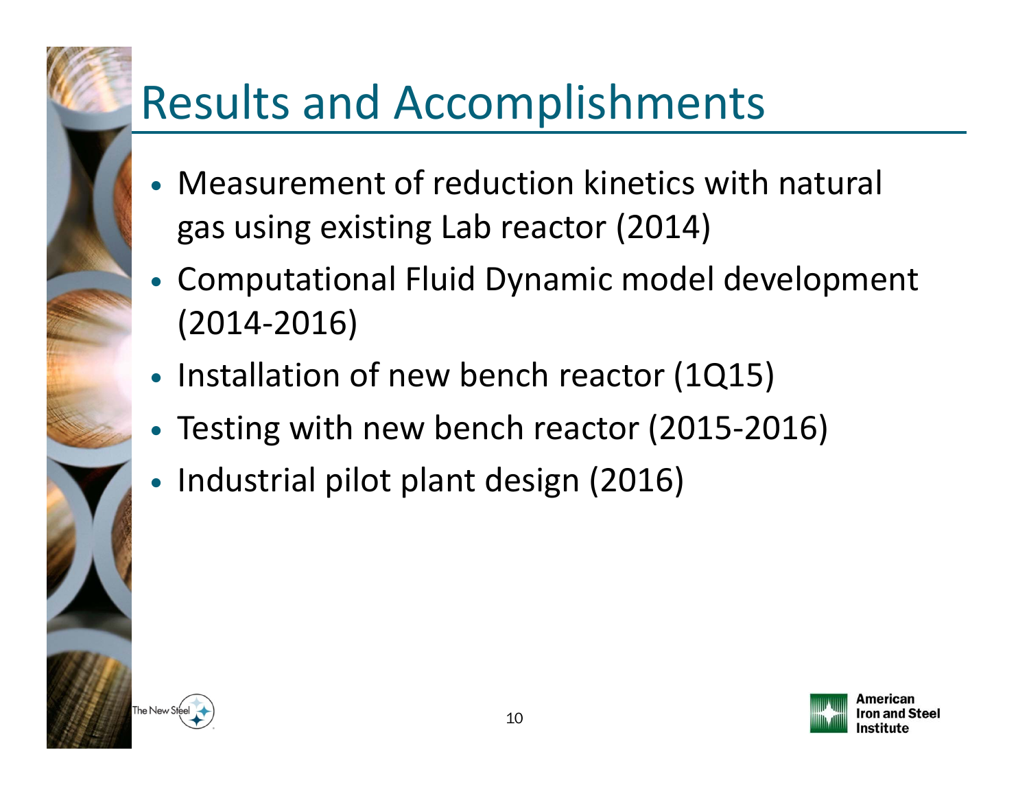# Results and Accomplishments

- Measurement of reduction kinetics with natural gas using existing Lab reactor (2014)
- Computational Fluid Dynamic model development (2014-2016)
- Installation of new bench reactor (1Q15)
- Testing with new bench reactor (2015-2016)
- Industrial pilot plant design (2016)